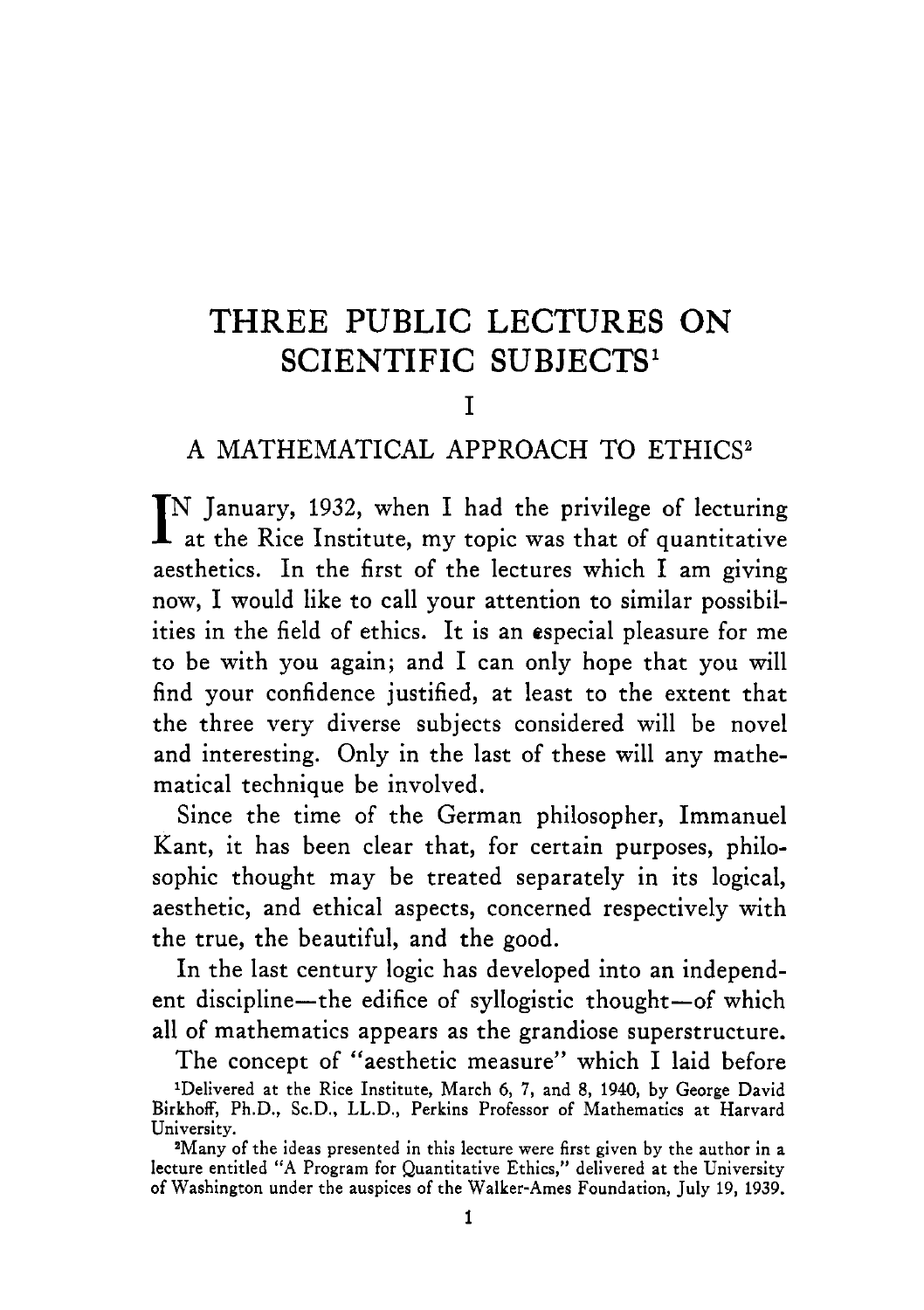# THREE PUBLIC LECTURES ON SCIENTIFIC SUBJECTS[1]

## I

## A MATHEMATICAL APPROACH TO ETHICS[2]

IN January, 1932, when I had the privilege of lecturing at the Rice Institute, my topic was that of quantitative aesthetics. In the first of the lectures which I am giving now, I would like to call your attention to similar possibilities in the field of ethics. It is an especial pleasure for me to be with you again; and I can only hope that you will find your confidence justified, at least to the extent that the three very diverse subjects considered will be novel and interesting. Only in the last of these will any mathematical technique be involved.

Since the time of the German philosopher, Immanuel Kant, it has been clear that, for certain purposes, philosophic thought may be treated separately in its logical, aesthetic, and ethical aspects, concerned respectively with the true, the beautiful, and the good.

In the last century logic has developed into an independent discipline—the edifice of syllogistic thought—of which all of mathematics appears as the grandiose superstructure.

The concept of "aesthetic measure" which I laid before

[1]Delivered at the Rice Institute, March 6, 7, and 8, 1940, by George David Birkhoff, Ph.D., Sc.D., LL.D., Perkins Professor of Mathematics at Harvard University.

[2]Many of the ideas presented in this lecture were first given by the author in a lecture entitled "A Program for Quantitative Ethics," delivered at the University of Washington under the auspices of the Walker-Ames Foundation, July 19, 1939.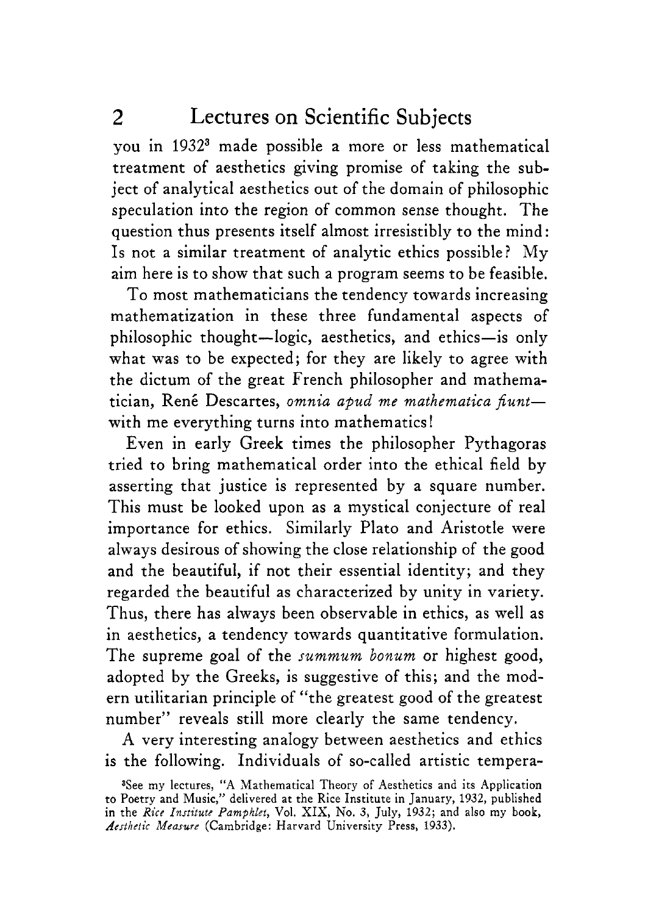you in 1932[3] made possible a more or less mathematical treatment of aesthetics giving promise of taking the subject of analytical aesthetics out of the domain of philosophic speculation into the region of common sense thought. The question thus presents itself almost irresistibly to the mind: Is not a similar treatment of analytic ethics possible? My aim here is to show that such a program seems to be feasible.

To most mathematicians the tendency towards increasing mathematization in these three fundamental aspects of philosophic thought—logic, aesthetics, and ethics—is only what was to be expected; for they are likely to agree with the dictum of the great French philosopher and mathematician, René Descartes, *omnia apud me mathematica fiunt*—with me everything turns into mathematics!

Even in early Greek times the philosopher Pythagoras tried to bring mathematical order into the ethical field by asserting that justice is represented by a square number. This must be looked upon as a mystical conjecture of real importance for ethics. Similarly Plato and Aristotle were always desirous of showing the close relationship of the good and the beautiful, if not their essential identity; and they regarded the beautiful as characterized by unity in variety. Thus, there has always been observable in ethics, as well as in aesthetics, a tendency towards quantitative formulation. The supreme goal of the *summum bonum* or highest good, adopted by the Greeks, is suggestive of this; and the modern utilitarian principle of "the greatest good of the greatest number" reveals still more clearly the same tendency.

A very interesting analogy between aesthetics and ethics is the following. Individuals of so-called artistic tempera-

[3]See my lectures, "A Mathematical Theory of Aesthetics and its Application to Poetry and Music," delivered at the Rice Institute in January, 1932, published in the *Rice Institute Pamphlet*, Vol. XIX, No. 3, July, 1932; and also my book, *Aesthetic Measure* (Cambridge: Harvard University Press, 1933).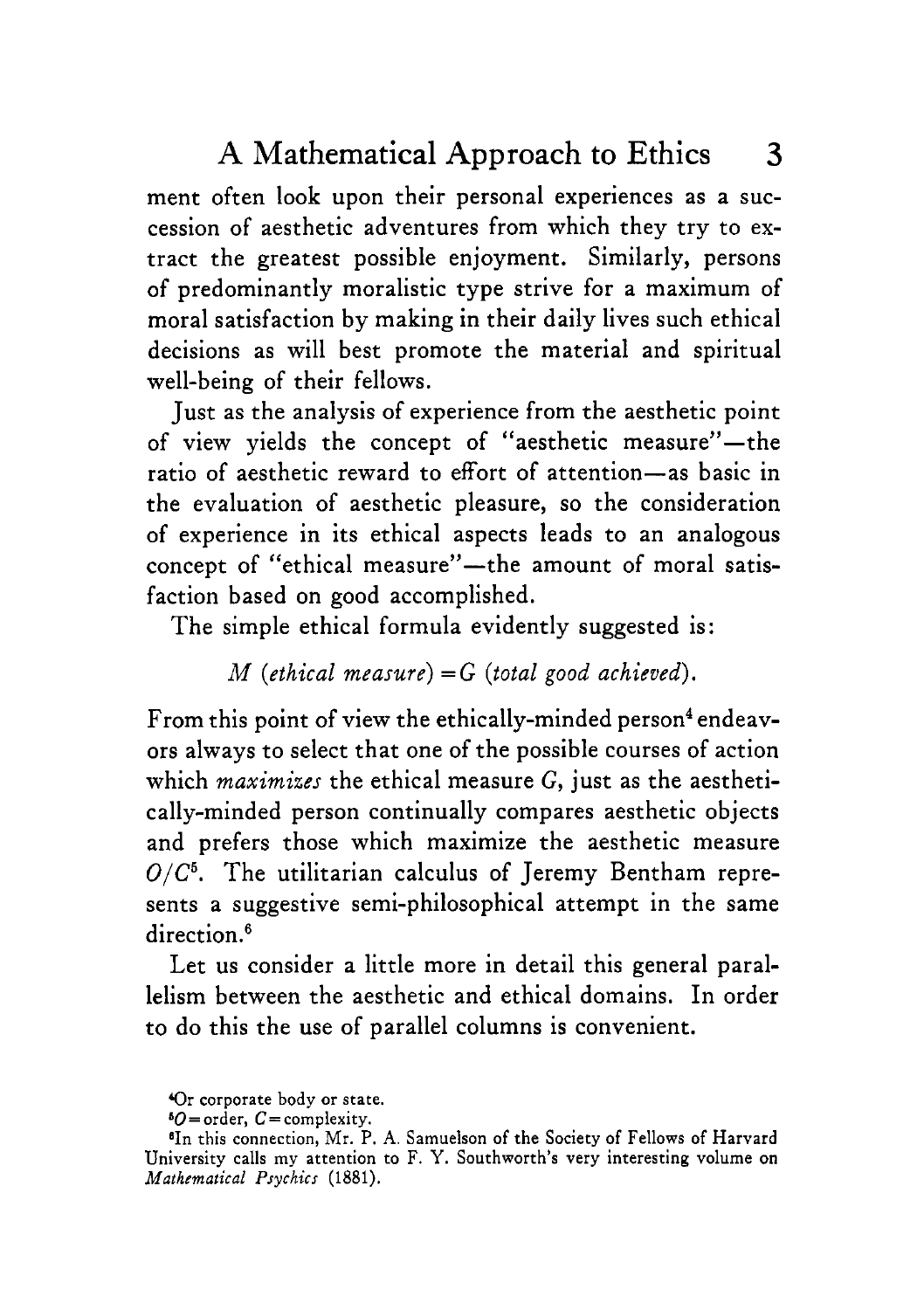ment often look upon their personal experiences as a succession of aesthetic adventures from which they try to extract the greatest possible enjoyment. Similarly, persons of predominantly moralistic type strive for a maximum of moral satisfaction by making in their daily lives such ethical decisions as will best promote the material and spiritual well-being of their fellows.

Just as the analysis of experience from the aesthetic point of view yields the concept of "aesthetic measure"—the ratio of aesthetic reward to effort of attention—as basic in the evaluation of aesthetic pleasure, so the consideration of experience in its ethical aspects leads to an analogous concept of "ethical measure"—the amount of moral satisfaction based on good accomplished.

The simple ethical formula evidently suggested is:

$$M \text{ (ethical measure)} = G \text{ (total good achieved)}.$$

From this point of view the ethically-minded person[4] endeavors always to select that one of the possible courses of action which *maximizes* the ethical measure $G$, just as the aesthetically-minded person continually compares aesthetic objects and prefers those which maximize the aesthetic measure $O/C$[5]. The utilitarian calculus of Jeremy Bentham represents a suggestive semi-philosophical attempt in the same direction.[6]

Let us consider a little more in detail this general parallelism between the aesthetic and ethical domains. In order to do this the use of parallel columns is convenient.

[4]Or corporate body or state.

[5]$O$ = order, $C$ = complexity.

[6]In this connection, Mr. P. A. Samuelson of the Society of Fellows of Harvard University calls my attention to F. Y. Southworth's very interesting volume on *Mathematical Psychics* (1881).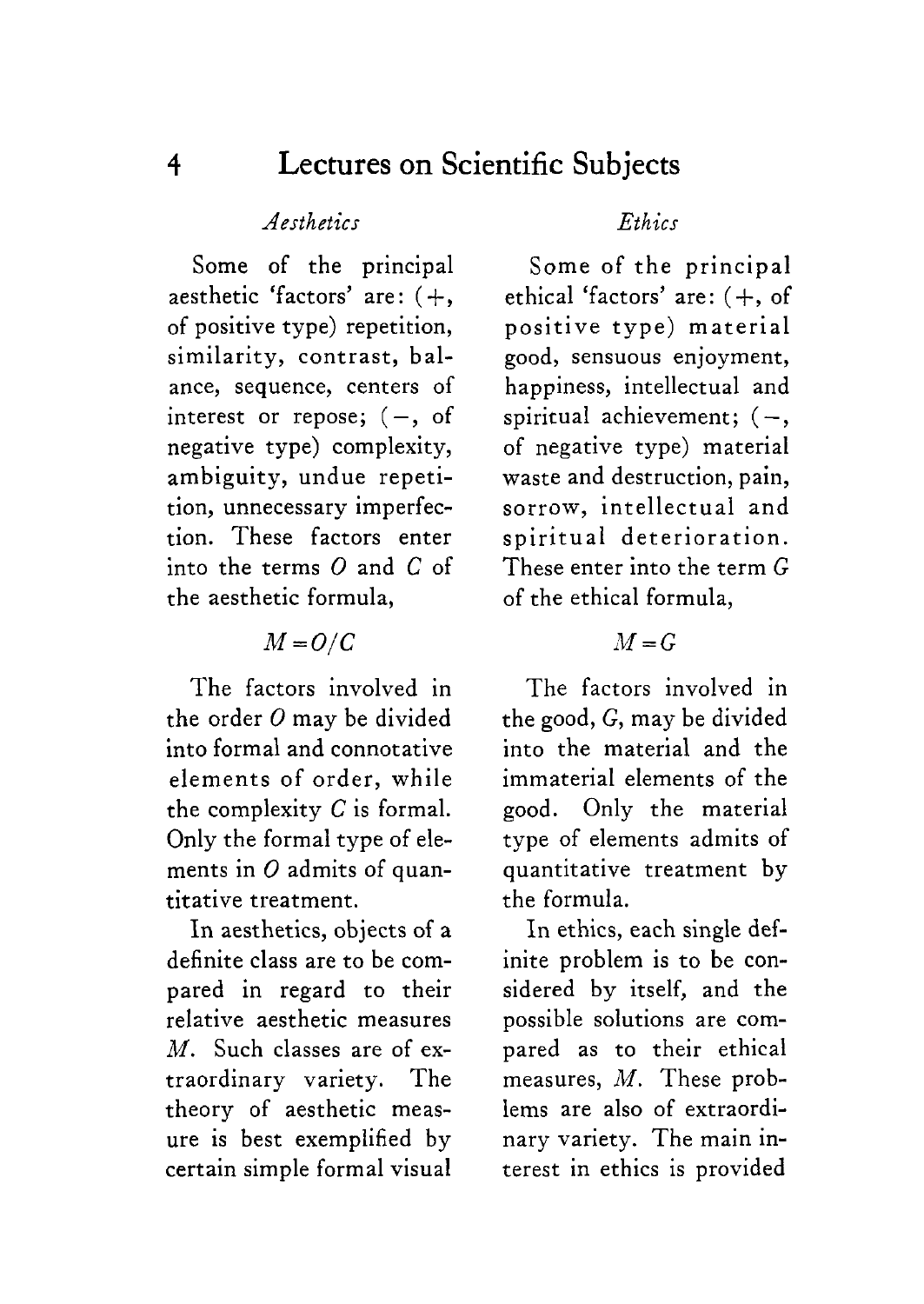*Aesthetics*

Some of the principal aesthetic 'factors' are: (+, of positive type) repetition, similarity, contrast, balance, sequence, centers of interest or repose; (−, of negative type) complexity, ambiguity, undue repetition, unnecessary imperfection. These factors enter into the terms $O$ and $C$ of the aesthetic formula,

$$M = O/C$$

The factors involved in the order $O$ may be divided into formal and connotative elements of order, while the complexity $C$ is formal. Only the formal type of elements in $O$ admits of quantitative treatment.

In aesthetics, objects of a definite class are to be compared in regard to their relative aesthetic measures $M$. Such classes are of extraordinary variety. The theory of aesthetic measure is best exemplified by certain simple formal visual

*Ethics*

Some of the principal ethical 'factors' are: (+, of positive type) material good, sensuous enjoyment, happiness, intellectual and spiritual achievement; (−, of negative type) material waste and destruction, pain, sorrow, intellectual and spiritual deterioration. These enter into the term $G$ of the ethical formula,

$$M = G$$

The factors involved in the good, $G$, may be divided into the material and the immaterial elements of the good. Only the material type of elements admits of quantitative treatment by the formula.

In ethics, each single definite problem is to be considered by itself, and the possible solutions are compared as to their ethical measures, $M$. These problems are also of extraordinary variety. The main interest in ethics is provided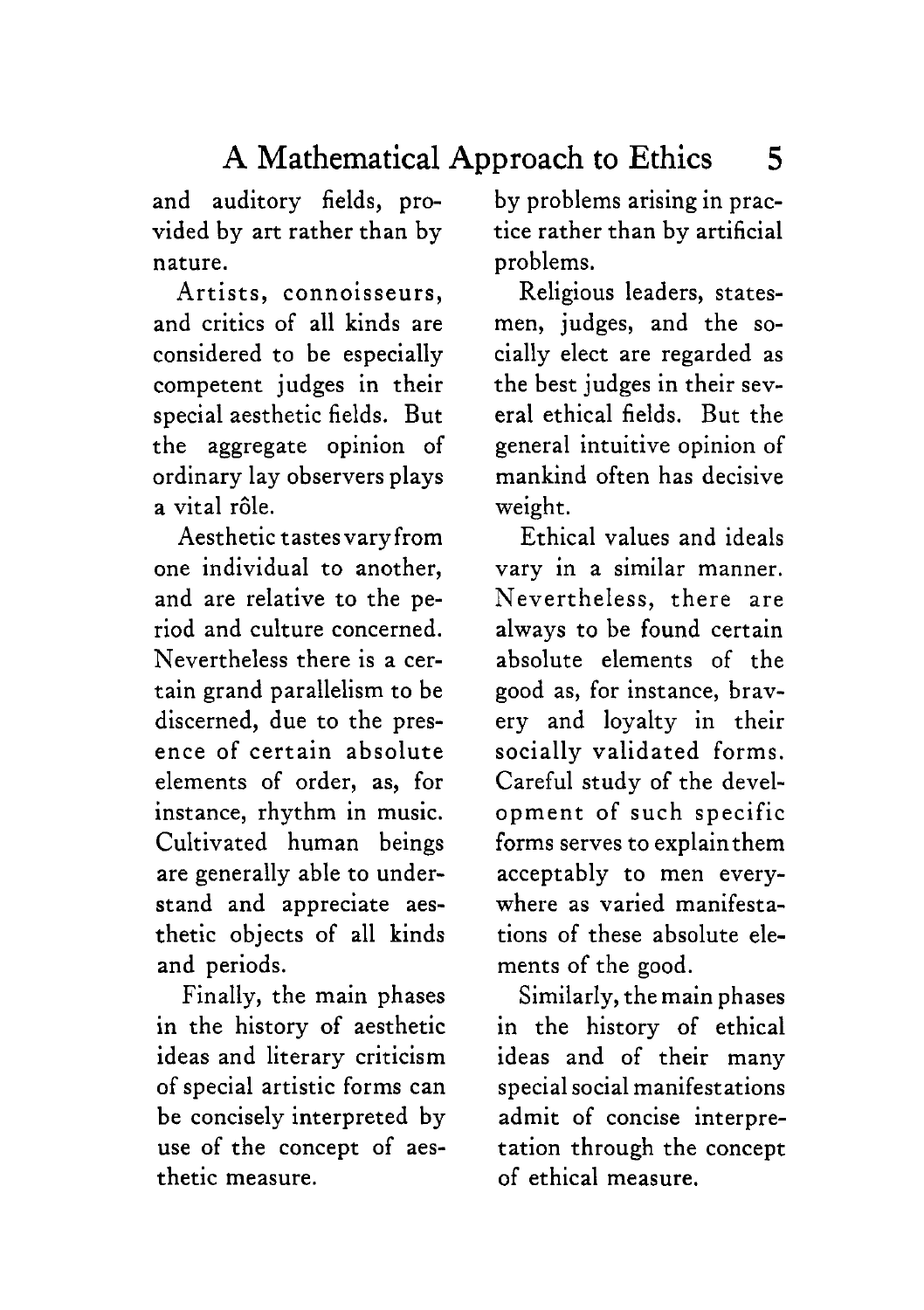and auditory fields, provided by art rather than by nature.

by problems arising in practice rather than by artificial problems.

Artists, connoisseurs, and critics of all kinds are considered to be especially competent judges in their special aesthetic fields. But the aggregate opinion of ordinary lay observers plays a vital rôle.

Religious leaders, statesmen, judges, and the socially elect are regarded as the best judges in their several ethical fields. But the general intuitive opinion of mankind often has decisive weight.

Aesthetic tastes vary from one individual to another, and are relative to the period and culture concerned. Nevertheless there is a certain grand parallelism to be discerned, due to the presence of certain absolute elements of order, as, for instance, rhythm in music. Cultivated human beings are generally able to understand and appreciate aesthetic objects of all kinds and periods.

Ethical values and ideals vary in a similar manner. Nevertheless, there are always to be found certain absolute elements of the good as, for instance, bravery and loyalty in their socially validated forms. Careful study of the development of such specific forms serves to explain them acceptably to men everywhere as varied manifestations of these absolute elements of the good.

Finally, the main phases in the history of aesthetic ideas and literary criticism of special artistic forms can be concisely interpreted by use of the concept of aesthetic measure.

Similarly, the main phases in the history of ethical ideas and of their many special social manifestations admit of concise interpretation through the concept of ethical measure.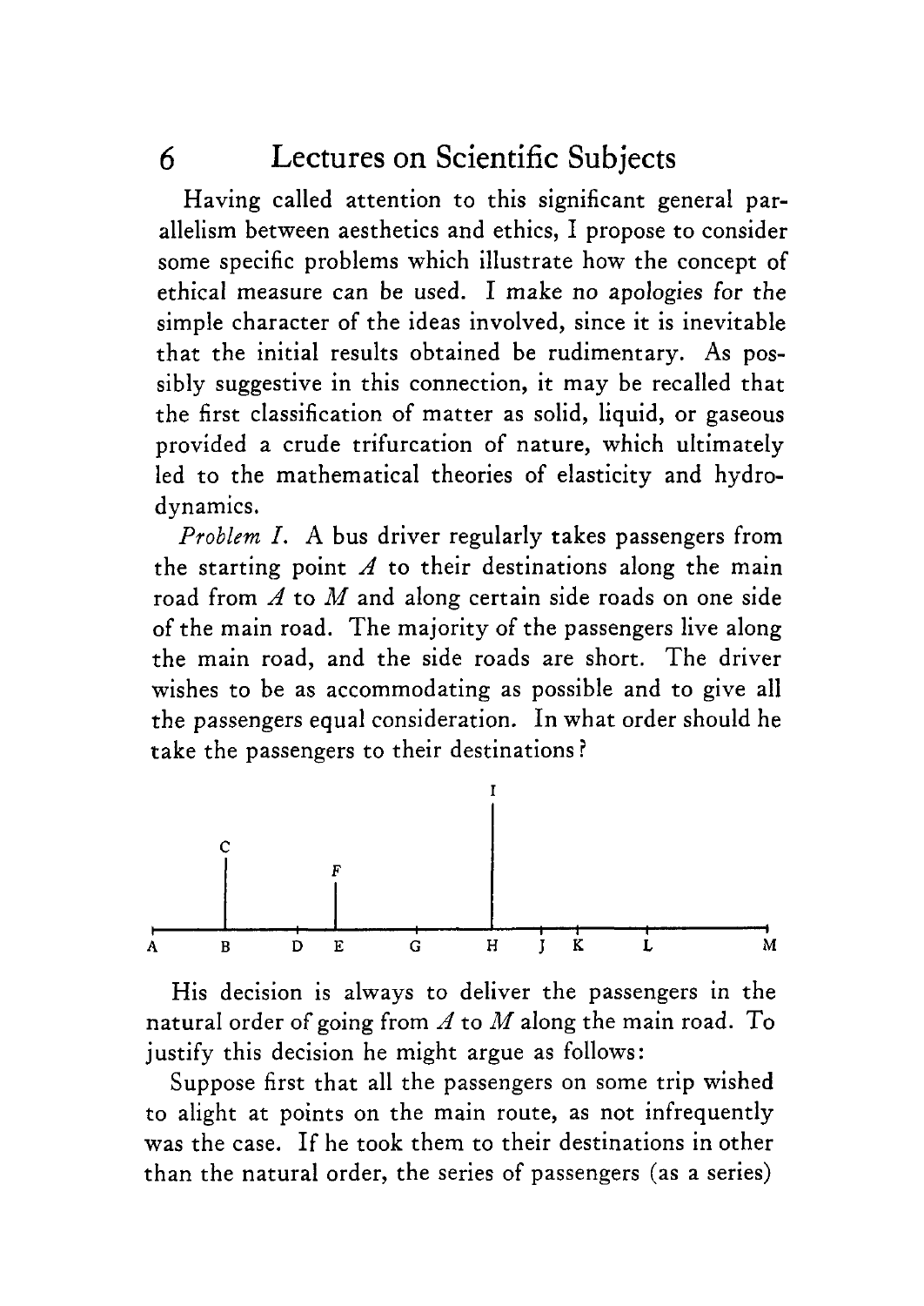Having called attention to this significant general parallelism between aesthetics and ethics, I propose to consider some specific problems which illustrate how the concept of ethical measure can be used. I make no apologies for the simple character of the ideas involved, since it is inevitable that the initial results obtained be rudimentary. As possibly suggestive in this connection, it may be recalled that the first classification of matter as solid, liquid, or gaseous provided a crude trifurcation of nature, which ultimately led to the mathematical theories of elasticity and hydrodynamics.

*Problem I.* A bus driver regularly takes passengers from the starting point $A$ to their destinations along the main road from $A$ to $M$ and along certain side roads on one side of the main road. The majority of the passengers live along the main road, and the side roads are short. The driver wishes to be as accommodating as possible and to give all the passengers equal consideration. In what order should he take the passengers to their destinations?

His decision is always to deliver the passengers in the natural order of going from $A$ to $M$ along the main road. To justify this decision he might argue as follows:

Suppose first that all the passengers on some trip wished to alight at points on the main route, as not infrequently was the case. If he took them to their destinations in other than the natural order, the series of passengers (as a series)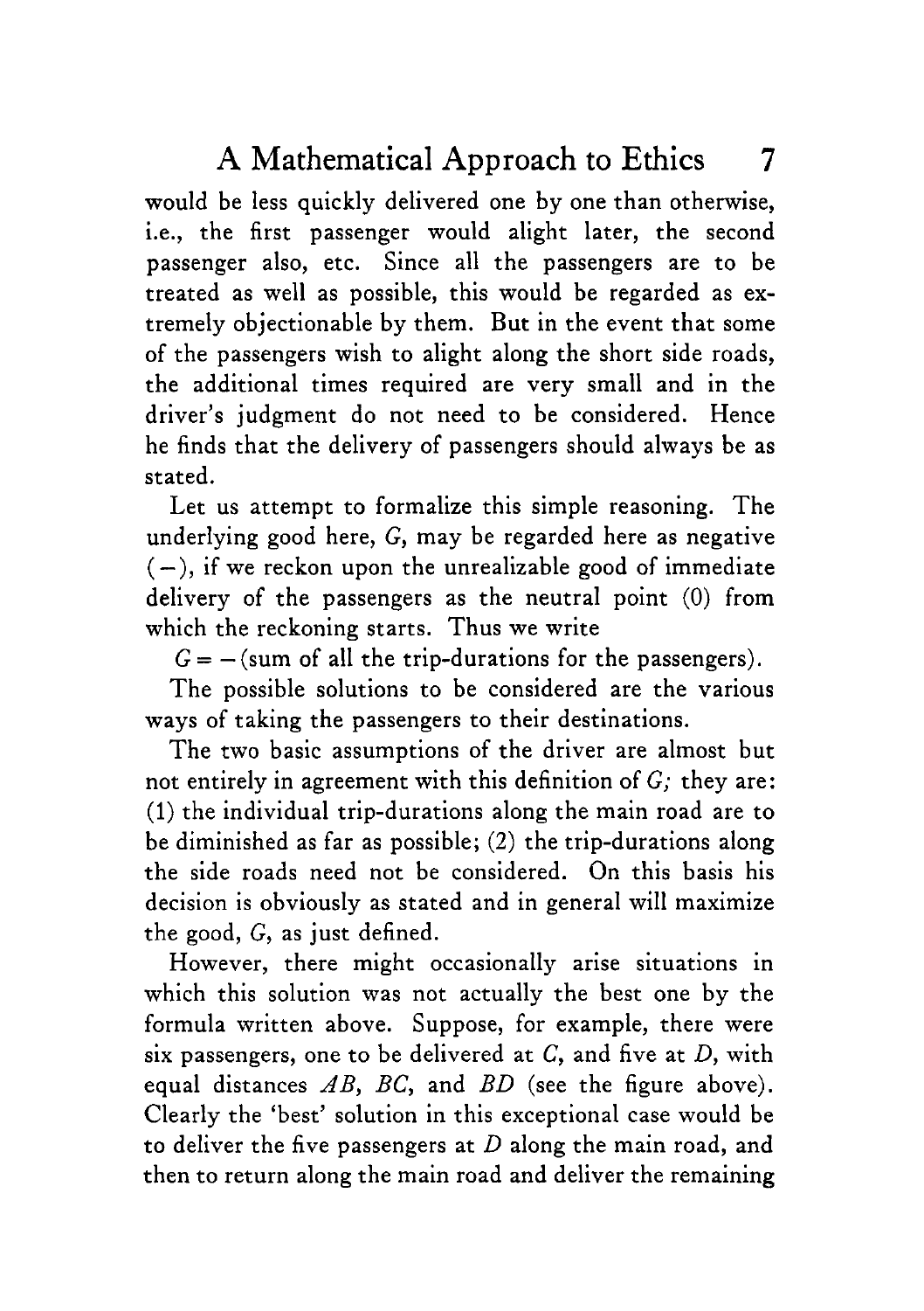would be less quickly delivered one by one than otherwise, i.e., the first passenger would alight later, the second passenger also, etc. Since all the passengers are to be treated as well as possible, this would be regarded as extremely objectionable by them. But in the event that some of the passengers wish to alight along the short side roads, the additional times required are very small and in the driver's judgment do not need to be considered. Hence he finds that the delivery of passengers should always be as stated.

Let us attempt to formalize this simple reasoning. The underlying good here, $G$, may be regarded here as negative $(-)$, if we reckon upon the unrealizable good of immediate delivery of the passengers as the neutral point (0) from which the reckoning starts. Thus we write

$G = -$(sum of all the trip-durations for the passengers).

The possible solutions to be considered are the various ways of taking the passengers to their destinations.

The two basic assumptions of the driver are almost but not entirely in agreement with this definition of $G$; they are: (1) the individual trip-durations along the main road are to be diminished as far as possible; (2) the trip-durations along the side roads need not be considered. On this basis his decision is obviously as stated and in general will maximize the good, $G$, as just defined.

However, there might occasionally arise situations in which this solution was not actually the best one by the formula written above. Suppose, for example, there were six passengers, one to be delivered at $C$, and five at $D$, with equal distances $AB$, $BC$, and $BD$ (see the figure above). Clearly the 'best' solution in this exceptional case would be to deliver the five passengers at $D$ along the main road, and then to return along the main road and deliver the remaining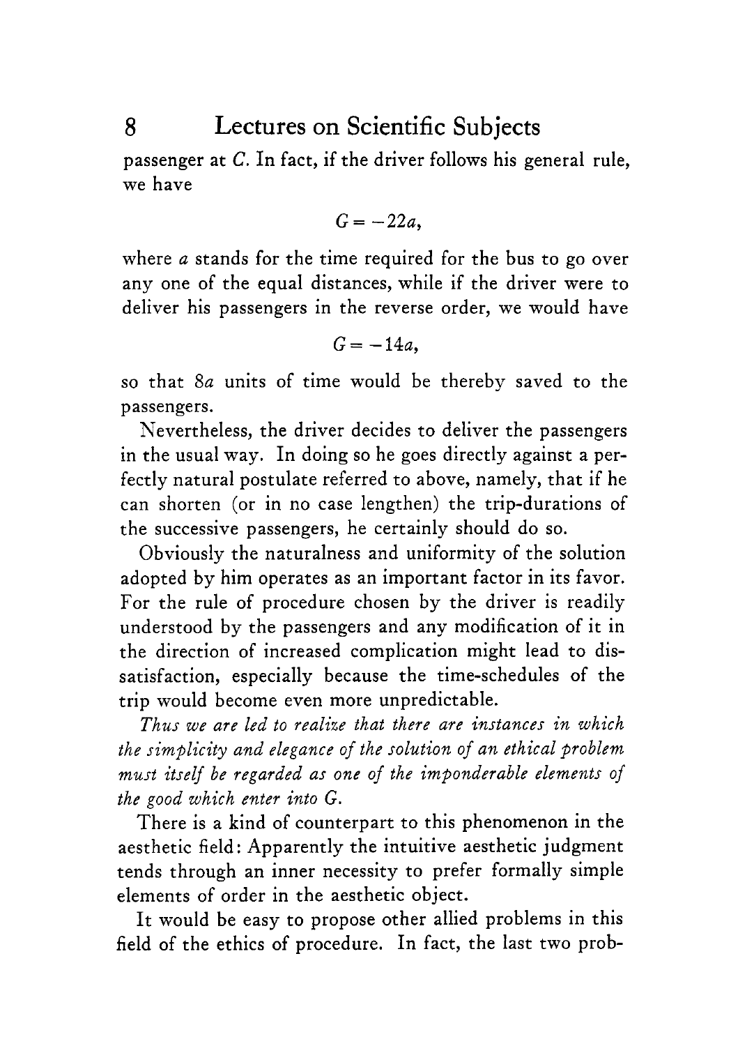passenger at $C$. In fact, if the driver follows his general rule, we have

$$G = -22a,$$

where $a$ stands for the time required for the bus to go over any one of the equal distances, while if the driver were to deliver his passengers in the reverse order, we would have

$$G = -14a,$$

so that $8a$ units of time would be thereby saved to the passengers.

Nevertheless, the driver decides to deliver the passengers in the usual way. In doing so he goes directly against a perfectly natural postulate referred to above, namely, that if he can shorten (or in no case lengthen) the trip-durations of the successive passengers, he certainly should do so.

Obviously the naturalness and uniformity of the solution adopted by him operates as an important factor in its favor. For the rule of procedure chosen by the driver is readily understood by the passengers and any modification of it in the direction of increased complication might lead to dissatisfaction, especially because the time-schedules of the trip would become even more unpredictable.

*Thus we are led to realize that there are instances in which the simplicity and elegance of the solution of an ethical problem must itself be regarded as one of the imponderable elements of the good which enter into $G$.*

There is a kind of counterpart to this phenomenon in the aesthetic field: Apparently the intuitive aesthetic judgment tends through an inner necessity to prefer formally simple elements of order in the aesthetic object.

It would be easy to propose other allied problems in this field of the ethics of procedure. In fact, the last two prob-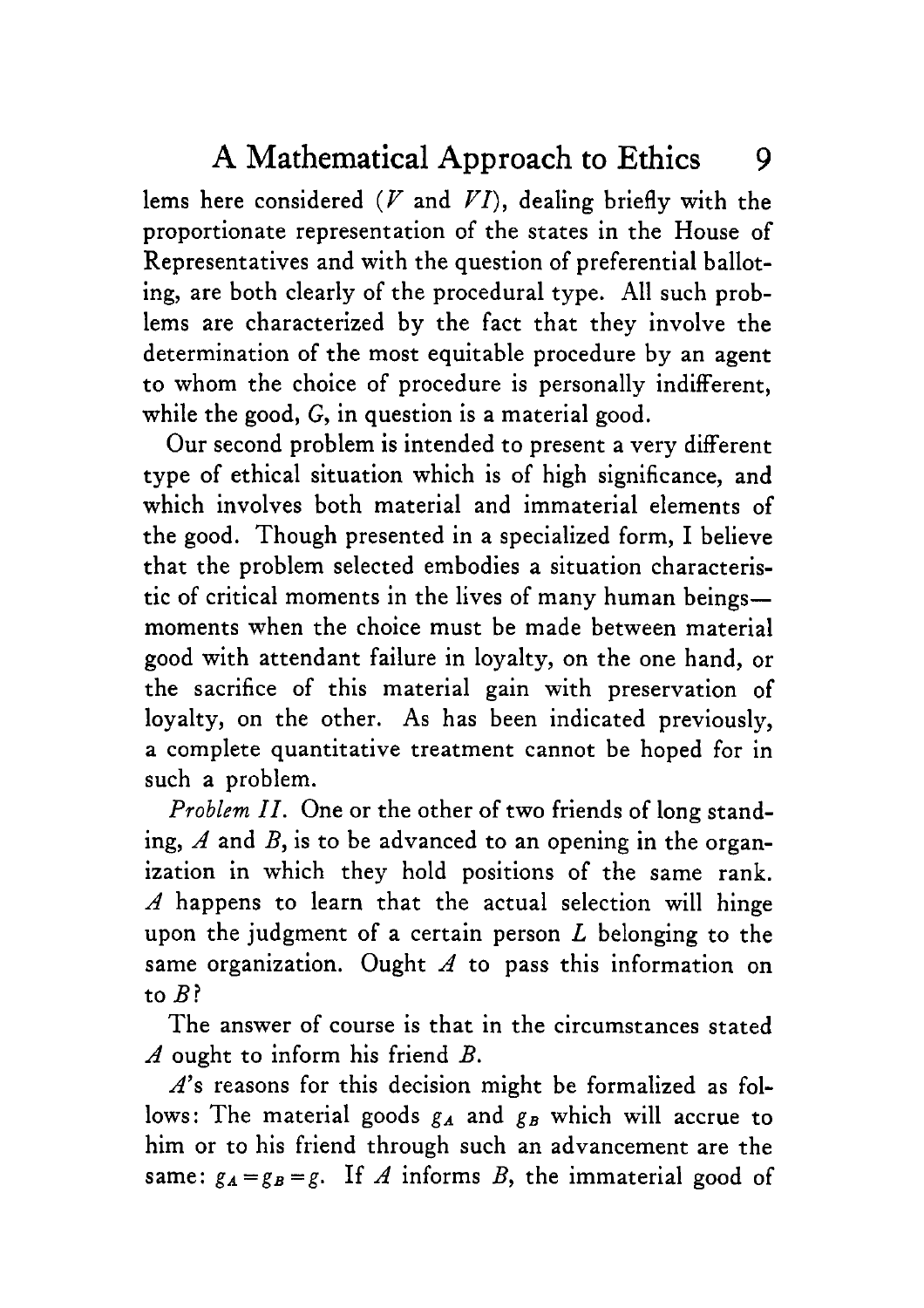lems here considered (*V* and *VI*), dealing briefly with the proportionate representation of the states in the House of Representatives and with the question of preferential balloting, are both clearly of the procedural type. All such problems are characterized by the fact that they involve the determination of the most equitable procedure by an agent to whom the choice of procedure is personally indifferent, while the good, $G$, in question is a material good.

Our second problem is intended to present a very different type of ethical situation which is of high significance, and which involves both material and immaterial elements of the good. Though presented in a specialized form, I believe that the problem selected embodies a situation characteristic of critical moments in the lives of many human beings—moments when the choice must be made between material good with attendant failure in loyalty, on the one hand, or the sacrifice of this material gain with preservation of loyalty, on the other. As has been indicated previously, a complete quantitative treatment cannot be hoped for in such a problem.

*Problem II.* One or the other of two friends of long standing, $A$ and $B$, is to be advanced to an opening in the organization in which they hold positions of the same rank. $A$ happens to learn that the actual selection will hinge upon the judgment of a certain person $L$ belonging to the same organization. Ought $A$ to pass this information on to $B$?

The answer of course is that in the circumstances stated $A$ ought to inform his friend $B$.

$A$'s reasons for this decision might be formalized as follows: The material goods $g_A$ and $g_B$ which will accrue to him or to his friend through such an advancement are the same: $g_A = g_B = g$. If $A$ informs $B$, the immaterial good of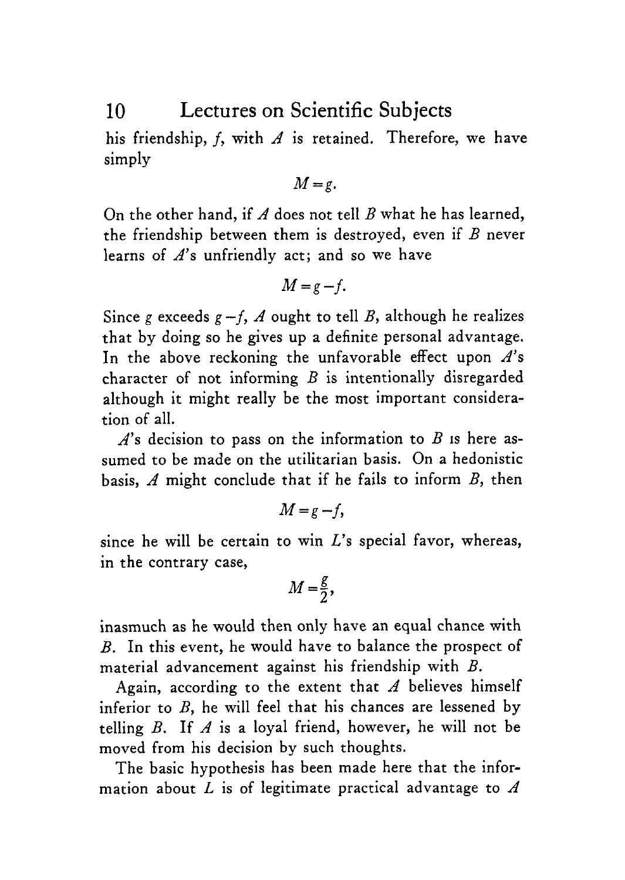his friendship, $f$, with $A$ is retained. Therefore, we have simply

$$M = g.$$

On the other hand, if $A$ does not tell $B$ what he has learned, the friendship between them is destroyed, even if $B$ never learns of $A$'s unfriendly act; and so we have

$$M = g - f.$$

Since $g$ exceeds $g - f$, $A$ ought to tell $B$, although he realizes that by doing so he gives up a definite personal advantage. In the above reckoning the unfavorable effect upon $A$'s character of not informing $B$ is intentionally disregarded although it might really be the most important consideration of all.

$A$'s decision to pass on the information to $B$ is here assumed to be made on the utilitarian basis. On a hedonistic basis, $A$ might conclude that if he fails to inform $B$, then

$$M = g - f,$$

since he will be certain to win $L$'s special favor, whereas, in the contrary case,

$$M = \frac{g}{2},$$

inasmuch as he would then only have an equal chance with $B$. In this event, he would have to balance the prospect of material advancement against his friendship with $B$.

Again, according to the extent that $A$ believes himself inferior to $B$, he will feel that his chances are lessened by telling $B$. If $A$ is a loyal friend, however, he will not be moved from his decision by such thoughts.

The basic hypothesis has been made here that the information about $L$ is of legitimate practical advantage to $A$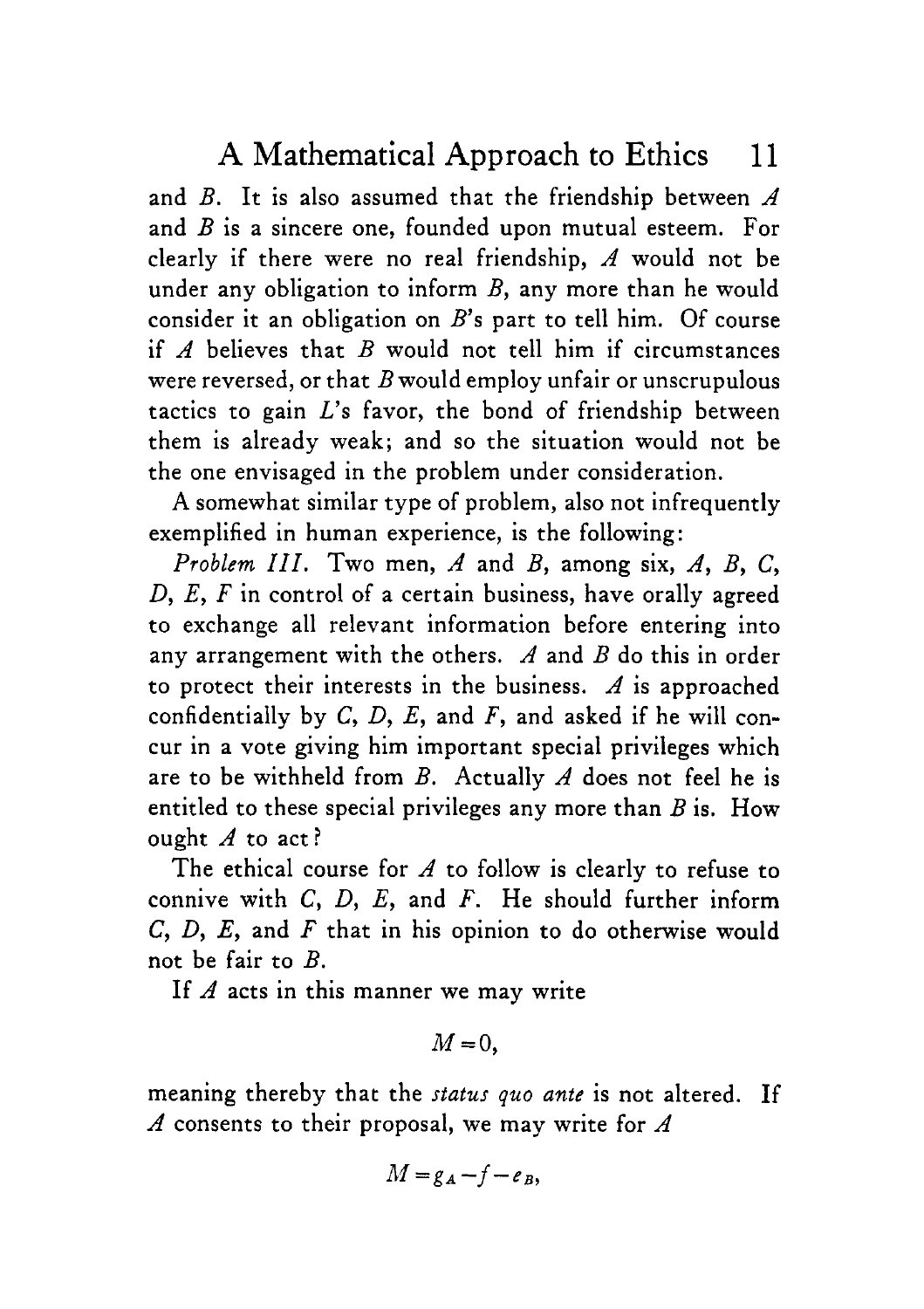and $B$. It is also assumed that the friendship between $A$ and $B$ is a sincere one, founded upon mutual esteem. For clearly if there were no real friendship, $A$ would not be under any obligation to inform $B$, any more than he would consider it an obligation on $B$'s part to tell him. Of course if $A$ believes that $B$ would not tell him if circumstances were reversed, or that $B$ would employ unfair or unscrupulous tactics to gain $L$'s favor, the bond of friendship between them is already weak; and so the situation would not be the one envisaged in the problem under consideration.

A somewhat similar type of problem, also not infrequently exemplified in human experience, is the following:

*Problem III.* Two men, $A$ and $B$, among six, $A$, $B$, $C$, $D$, $E$, $F$ in control of a certain business, have orally agreed to exchange all relevant information before entering into any arrangement with the others. $A$ and $B$ do this in order to protect their interests in the business. $A$ is approached confidentially by $C$, $D$, $E$, and $F$, and asked if he will concur in a vote giving him important special privileges which are to be withheld from $B$. Actually $A$ does not feel he is entitled to these special privileges any more than $B$ is. How ought $A$ to act?

The ethical course for $A$ to follow is clearly to refuse to connive with $C$, $D$, $E$, and $F$. He should further inform $C$, $D$, $E$, and $F$ that in his opinion to do otherwise would not be fair to $B$.

If $A$ acts in this manner we may write

$$M = 0,$$

meaning thereby that the *status quo ante* is not altered. If $A$ consents to their proposal, we may write for $A$

$$M = g_A - f - e_B,$$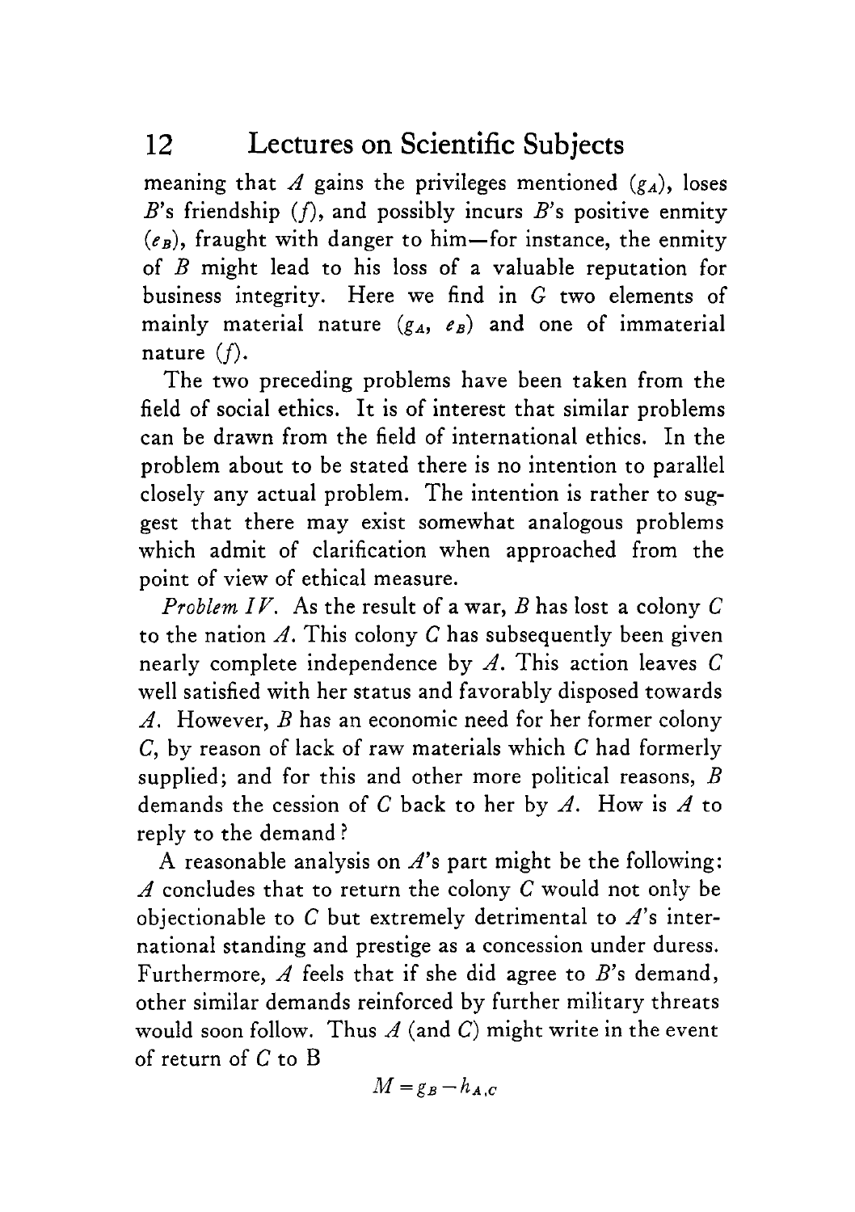meaning that $A$ gains the privileges mentioned ($g_A$), loses $B$'s friendship ($f$), and possibly incurs $B$'s positive enmity ($e_B$), fraught with danger to him—for instance, the enmity of $B$ might lead to his loss of a valuable reputation for business integrity. Here we find in $G$ two elements of mainly material nature ($g_A$, $e_B$) and one of immaterial nature ($f$).

The two preceding problems have been taken from the field of social ethics. It is of interest that similar problems can be drawn from the field of international ethics. In the problem about to be stated there is no intention to parallel closely any actual problem. The intention is rather to suggest that there may exist somewhat analogous problems which admit of clarification when approached from the point of view of ethical measure.

*Problem IV.* As the result of a war, $B$ has lost a colony $C$ to the nation $A$. This colony $C$ has subsequently been given nearly complete independence by $A$. This action leaves $C$ well satisfied with her status and favorably disposed towards $A$. However, $B$ has an economic need for her former colony $C$, by reason of lack of raw materials which $C$ had formerly supplied; and for this and other more political reasons, $B$ demands the cession of $C$ back to her by $A$. How is $A$ to reply to the demand?

A reasonable analysis on $A$'s part might be the following: $A$ concludes that to return the colony $C$ would not only be objectionable to $C$ but extremely detrimental to $A$'s international standing and prestige as a concession under duress. Furthermore, $A$ feels that if she did agree to $B$'s demand, other similar demands reinforced by further military threats would soon follow. Thus $A$ (and $C$) might write in the event of return of $C$ to B

$$M = g_B - h_{A,C}$$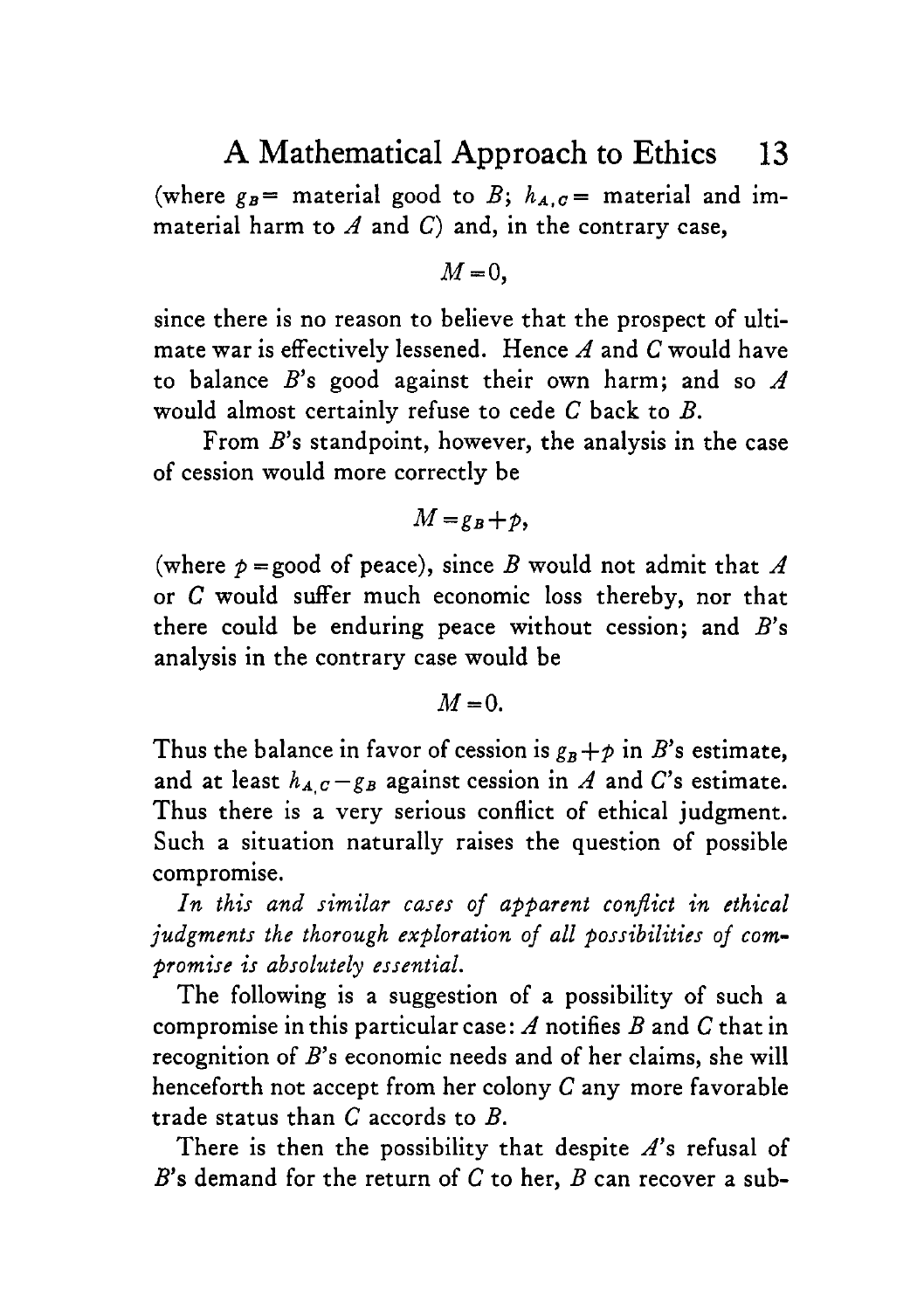(where $g_B$ = material good to $B$; $h_{A,C}$ = material and immaterial harm to $A$ and $C$) and, in the contrary case,

$$M = 0,$$

since there is no reason to believe that the prospect of ultimate war is effectively lessened. Hence $A$ and $C$ would have to balance $B$'s good against their own harm; and so $A$ would almost certainly refuse to cede $C$ back to $B$.

From $B$'s standpoint, however, the analysis in the case of cession would more correctly be

$$M = g_B + p,$$

(where $p$ = good of peace), since $B$ would not admit that $A$ or $C$ would suffer much economic loss thereby, nor that there could be enduring peace without cession; and $B$'s analysis in the contrary case would be

$$M = 0.$$

Thus the balance in favor of cession is $g_B + p$ in $B$'s estimate, and at least $h_{A,C} - g_B$ against cession in $A$ and $C$'s estimate. Thus there is a very serious conflict of ethical judgment. Such a situation naturally raises the question of possible compromise.

*In this and similar cases of apparent conflict in ethical judgments the thorough exploration of all possibilities of compromise is absolutely essential.*

The following is a suggestion of a possibility of such a compromise in this particular case: $A$ notifies $B$ and $C$ that in recognition of $B$'s economic needs and of her claims, she will henceforth not accept from her colony $C$ any more favorable trade status than $C$ accords to $B$.

There is then the possibility that despite $A$'s refusal of $B$'s demand for the return of $C$ to her, $B$ can recover a sub-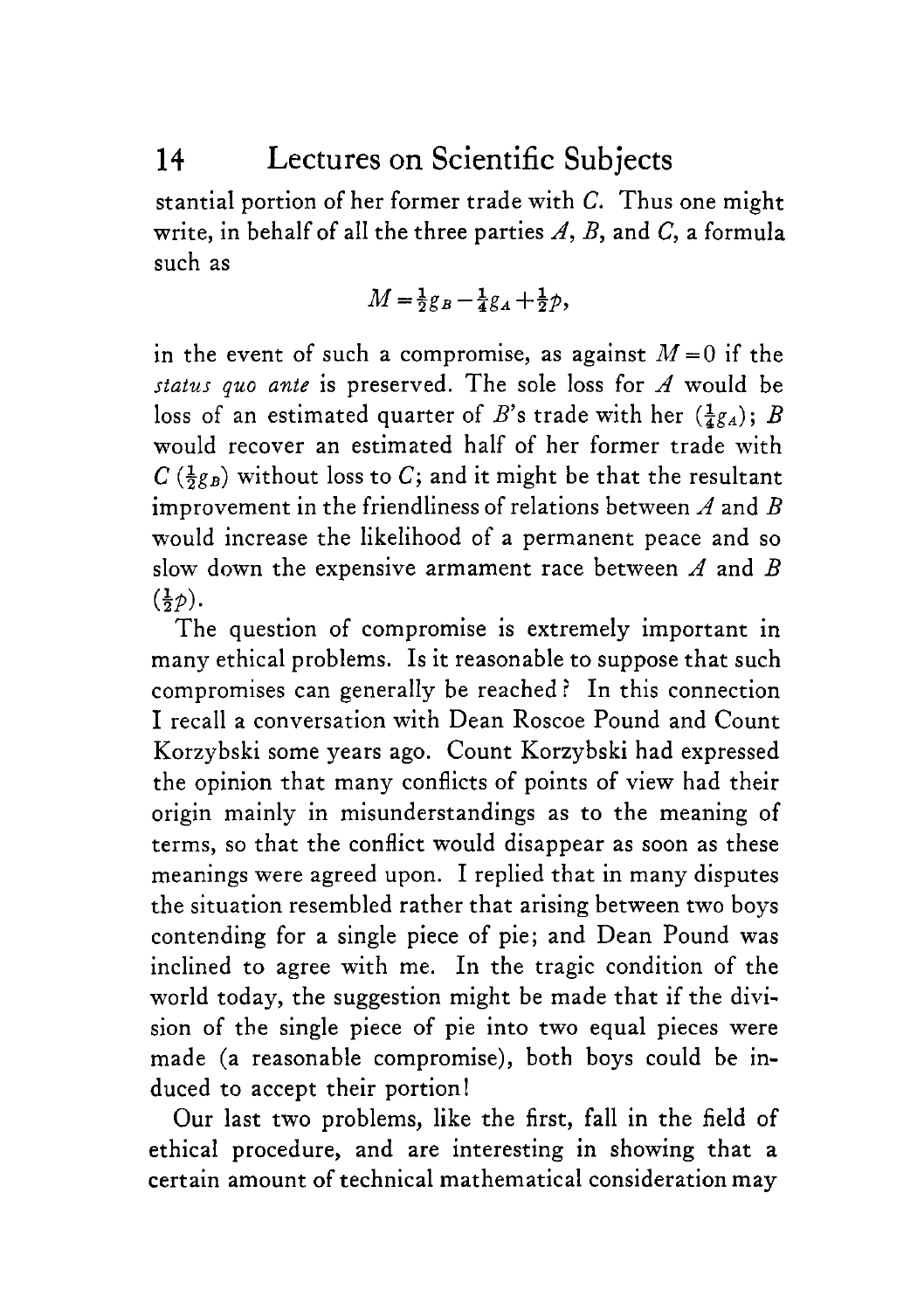stantial portion of her former trade with $C$. Thus one might write, in behalf of all the three parties $A$, $B$, and $C$, a formula such as

$$M = \tfrac{1}{2}g_B - \tfrac{1}{4}g_A + \tfrac{1}{2}p,$$

in the event of such a compromise, as against $M = 0$ if the *status quo ante* is preserved. The sole loss for $A$ would be loss of an estimated quarter of $B$'s trade with her ($\frac{1}{4}g_A$); $B$ would recover an estimated half of her former trade with $C$ ($\frac{1}{2}g_B$) without loss to $C$; and it might be that the resultant improvement in the friendliness of relations between $A$ and $B$ would increase the likelihood of a permanent peace and so slow down the expensive armament race between $A$ and $B$ ($\frac{1}{2}p$).

The question of compromise is extremely important in many ethical problems. Is it reasonable to suppose that such compromises can generally be reached? In this connection I recall a conversation with Dean Roscoe Pound and Count Korzybski some years ago. Count Korzybski had expressed the opinion that many conflicts of points of view had their origin mainly in misunderstandings as to the meaning of terms, so that the conflict would disappear as soon as these meanings were agreed upon. I replied that in many disputes the situation resembled rather that arising between two boys contending for a single piece of pie; and Dean Pound was inclined to agree with me. In the tragic condition of the world today, the suggestion might be made that if the division of the single piece of pie into two equal pieces were made (a reasonable compromise), both boys could be induced to accept their portion!

Our last two problems, like the first, fall in the field of ethical procedure, and are interesting in showing that a certain amount of technical mathematical consideration may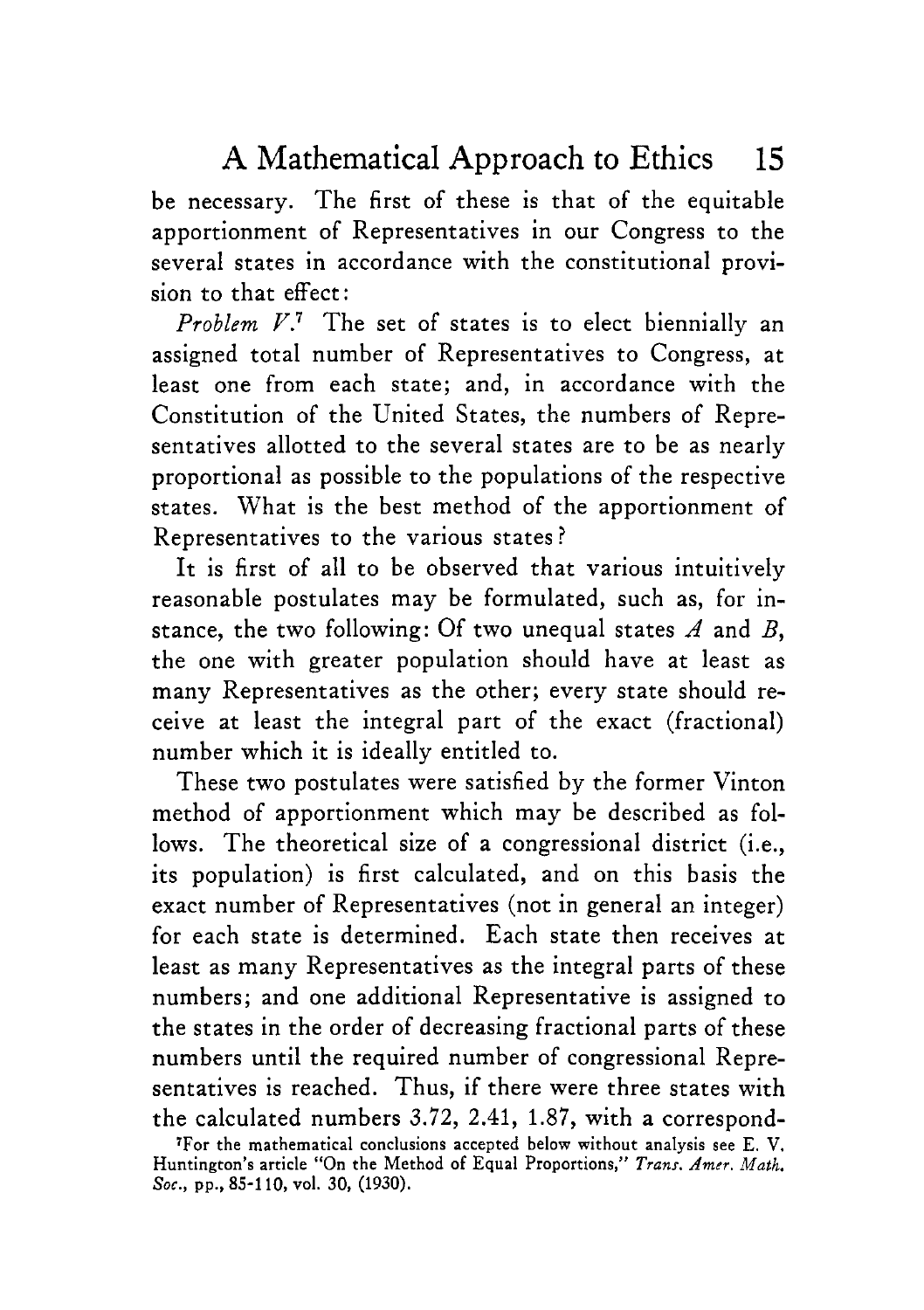be necessary. The first of these is that of the equitable apportionment of Representatives in our Congress to the several states in accordance with the constitutional provision to that effect:

*Problem V.*[7] The set of states is to elect biennially an assigned total number of Representatives to Congress, at least one from each state; and, in accordance with the Constitution of the United States, the numbers of Representatives allotted to the several states are to be as nearly proportional as possible to the populations of the respective states. What is the best method of the apportionment of Representatives to the various states?

It is first of all to be observed that various intuitively reasonable postulates may be formulated, such as, for instance, the two following: Of two unequal states $A$ and $B$, the one with greater population should have at least as many Representatives as the other; every state should receive at least the integral part of the exact (fractional) number which it is ideally entitled to.

These two postulates were satisfied by the former Vinton method of apportionment which may be described as follows. The theoretical size of a congressional district (i.e., its population) is first calculated, and on this basis the exact number of Representatives (not in general an integer) for each state is determined. Each state then receives at least as many Representatives as the integral parts of these numbers; and one additional Representative is assigned to the states in the order of decreasing fractional parts of these numbers until the required number of congressional Representatives is reached. Thus, if there were three states with the calculated numbers 3.72, 2.41, 1.87, with a correspond-

[7]For the mathematical conclusions accepted below without analysis see E. V. Huntington's article "On the Method of Equal Proportions," *Trans. Amer. Math. Soc.*, pp., 85-110, vol. 30, (1930).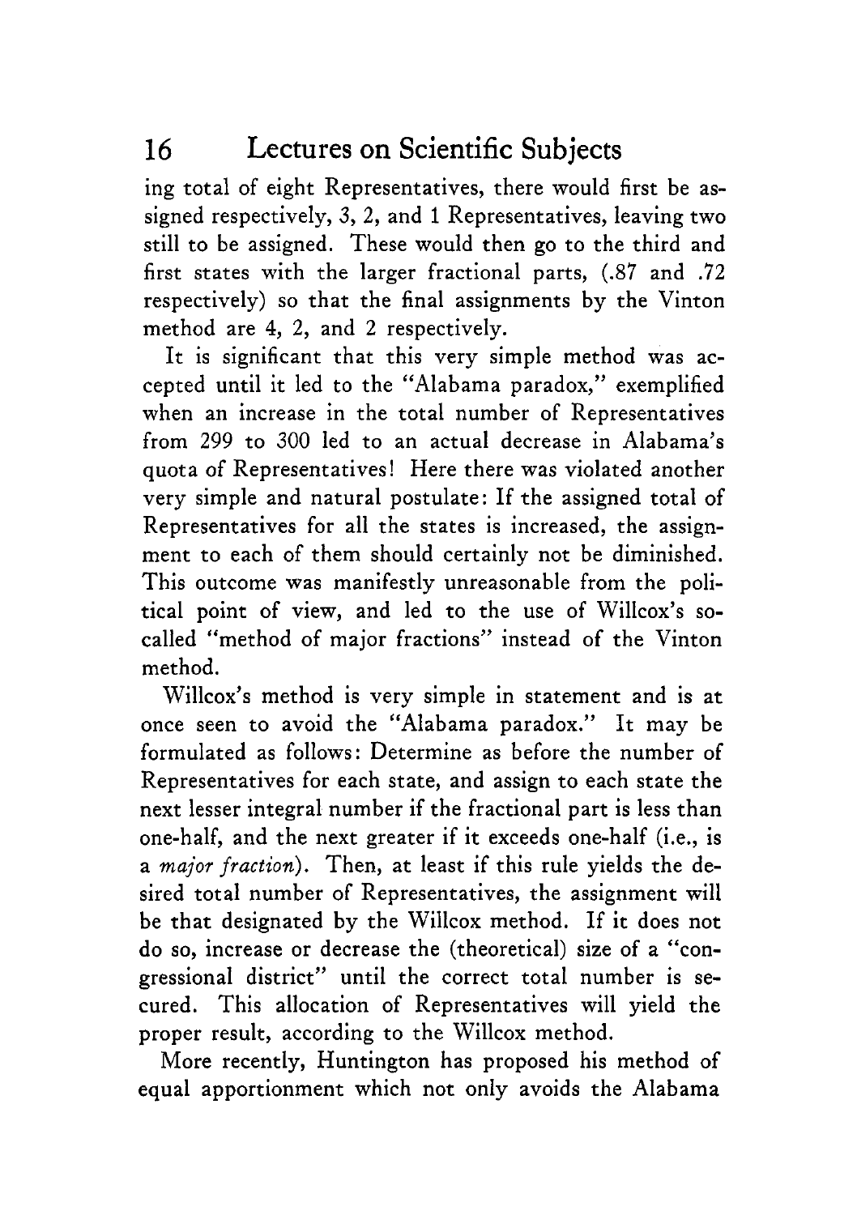ing total of eight Representatives, there would first be assigned respectively, 3, 2, and 1 Representatives, leaving two still to be assigned. These would then go to the third and first states with the larger fractional parts, (.87 and .72 respectively) so that the final assignments by the Vinton method are 4, 2, and 2 respectively.

It is significant that this very simple method was accepted until it led to the "Alabama paradox," exemplified when an increase in the total number of Representatives from 299 to 300 led to an actual decrease in Alabama's quota of Representatives! Here there was violated another very simple and natural postulate: If the assigned total of Representatives for all the states is increased, the assignment to each of them should certainly not be diminished. This outcome was manifestly unreasonable from the political point of view, and led to the use of Willcox's so-called "method of major fractions" instead of the Vinton method.

Willcox's method is very simple in statement and is at once seen to avoid the "Alabama paradox." It may be formulated as follows: Determine as before the number of Representatives for each state, and assign to each state the next lesser integral number if the fractional part is less than one-half, and the next greater if it exceeds one-half (i.e., is a *major fraction*). Then, at least if this rule yields the desired total number of Representatives, the assignment will be that designated by the Willcox method. If it does not do so, increase or decrease the (theoretical) size of a "congressional district" until the correct total number is secured. This allocation of Representatives will yield the proper result, according to the Willcox method.

More recently, Huntington has proposed his method of equal apportionment which not only avoids the Alabama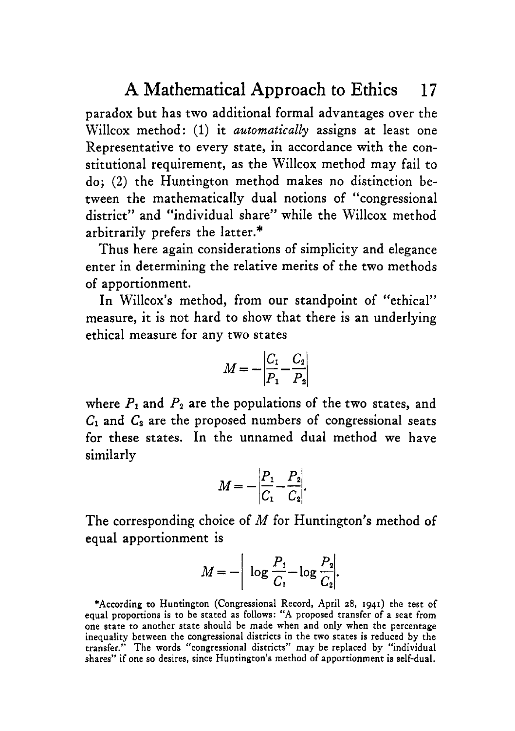paradox but has two additional formal advantages over the Willcox method: (1) it *automatically* assigns at least one Representative to every state, in accordance with the constitutional requirement, as the Willcox method may fail to do; (2) the Huntington method makes no distinction between the mathematically dual notions of "congressional district" and "individual share" while the Willcox method arbitrarily prefers the latter.*

Thus here again considerations of simplicity and elegance enter in determining the relative merits of the two methods of apportionment.

In Willcox's method, from our standpoint of "ethical" measure, it is not hard to show that there is an underlying ethical measure for any two states

$$M = -\left|\frac{C_1}{P_1} - \frac{C_2}{P_2}\right|$$

where $P_1$ and $P_2$ are the populations of the two states, and $C_1$ and $C_2$ are the proposed numbers of congressional seats for these states. In the unnamed dual method we have similarly

$$M = -\left|\frac{P_1}{C_1} - \frac{P_2}{C_2}\right|.$$

The corresponding choice of $M$ for Huntington's method of equal apportionment is

$$M = -\left|\log\frac{P_1}{C_1} - \log\frac{P_2}{C_2}\right|.$$

*According to Huntington (Congressional Record, April 28, 1941) the test of equal proportions is to be stated as follows: "A proposed transfer of a seat from one state to another state should be made when and only when the percentage inequality between the congressional districts in the two states is reduced by the transfer." The words "congressional districts" may be replaced by "individual shares" if one so desires, since Huntington's method of apportionment is self-dual.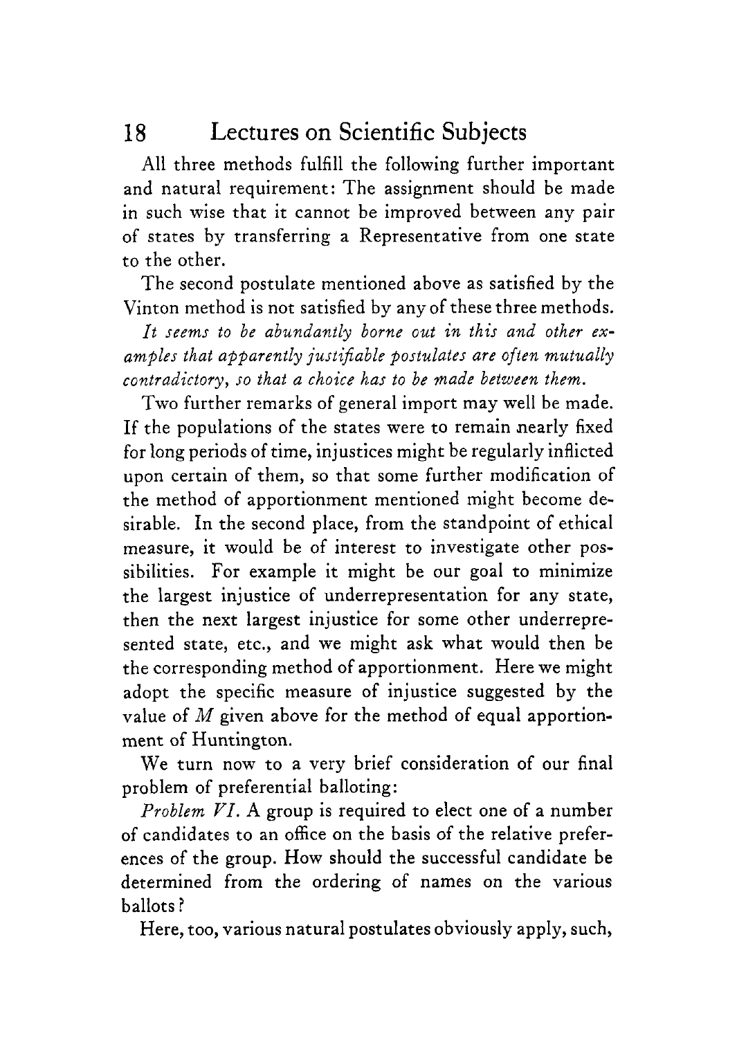All three methods fulfill the following further important and natural requirement: The assignment should be made in such wise that it cannot be improved between any pair of states by transferring a Representative from one state to the other.

The second postulate mentioned above as satisfied by the Vinton method is not satisfied by any of these three methods.

*It seems to be abundantly borne out in this and other examples that apparently justifiable postulates are often mutually contradictory, so that a choice has to be made between them.*

Two further remarks of general import may well be made. If the populations of the states were to remain nearly fixed for long periods of time, injustices might be regularly inflicted upon certain of them, so that some further modification of the method of apportionment mentioned might become desirable. In the second place, from the standpoint of ethical measure, it would be of interest to investigate other possibilities. For example it might be our goal to minimize the largest injustice of underrepresentation for any state, then the next largest injustice for some other underrepresented state, etc., and we might ask what would then be the corresponding method of apportionment. Here we might adopt the specific measure of injustice suggested by the value of $M$ given above for the method of equal apportionment of Huntington.

We turn now to a very brief consideration of our final problem of preferential balloting:

*Problem VI.* A group is required to elect one of a number of candidates to an office on the basis of the relative preferences of the group. How should the successful candidate be determined from the ordering of names on the various ballots?

Here, too, various natural postulates obviously apply, such,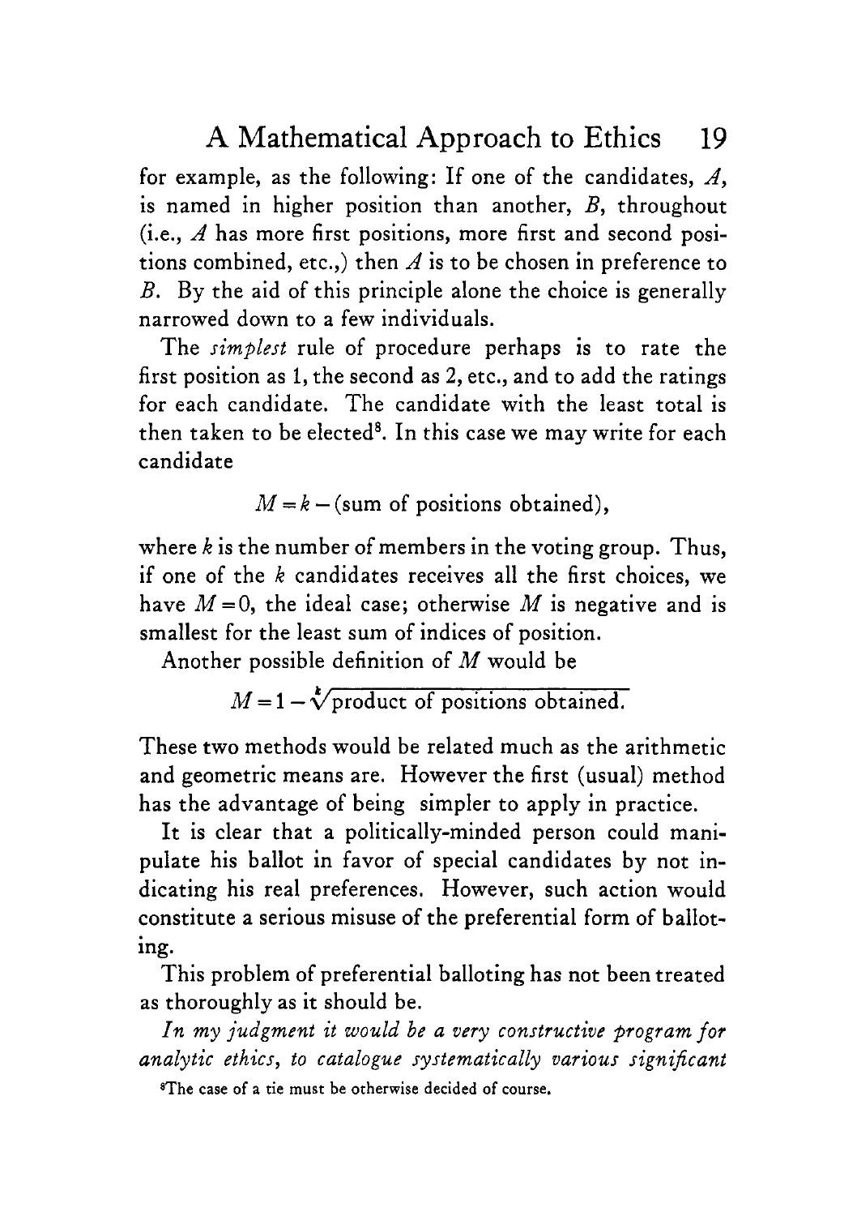for example, as the following: If one of the candidates, $A$, is named in higher position than another, $B$, throughout (i.e., $A$ has more first positions, more first and second positions combined, etc.,) then $A$ is to be chosen in preference to $B$. By the aid of this principle alone the choice is generally narrowed down to a few individuals.

The *simplest* rule of procedure perhaps is to rate the first position as 1, the second as 2, etc., and to add the ratings for each candidate. The candidate with the least total is then taken to be elected[8]. In this case we may write for each candidate

$$M = k - (\text{sum of positions obtained}),$$

where $k$ is the number of members in the voting group. Thus, if one of the $k$ candidates receives all the first choices, we have $M = 0$, the ideal case; otherwise $M$ is negative and is smallest for the least sum of indices of position.

Another possible definition of $M$ would be

$$M = 1 - \sqrt[k]{\text{product of positions obtained.}}$$

These two methods would be related much as the arithmetic and geometric means are. However the first (usual) method has the advantage of being simpler to apply in practice.

It is clear that a politically-minded person could manipulate his ballot in favor of special candidates by not indicating his real preferences. However, such action would constitute a serious misuse of the preferential form of balloting.

This problem of preferential balloting has not been treated as thoroughly as it should be.

*In my judgment it would be a very constructive program for analytic ethics, to catalogue systematically various significant*

[8]The case of a tie must be otherwise decided of course.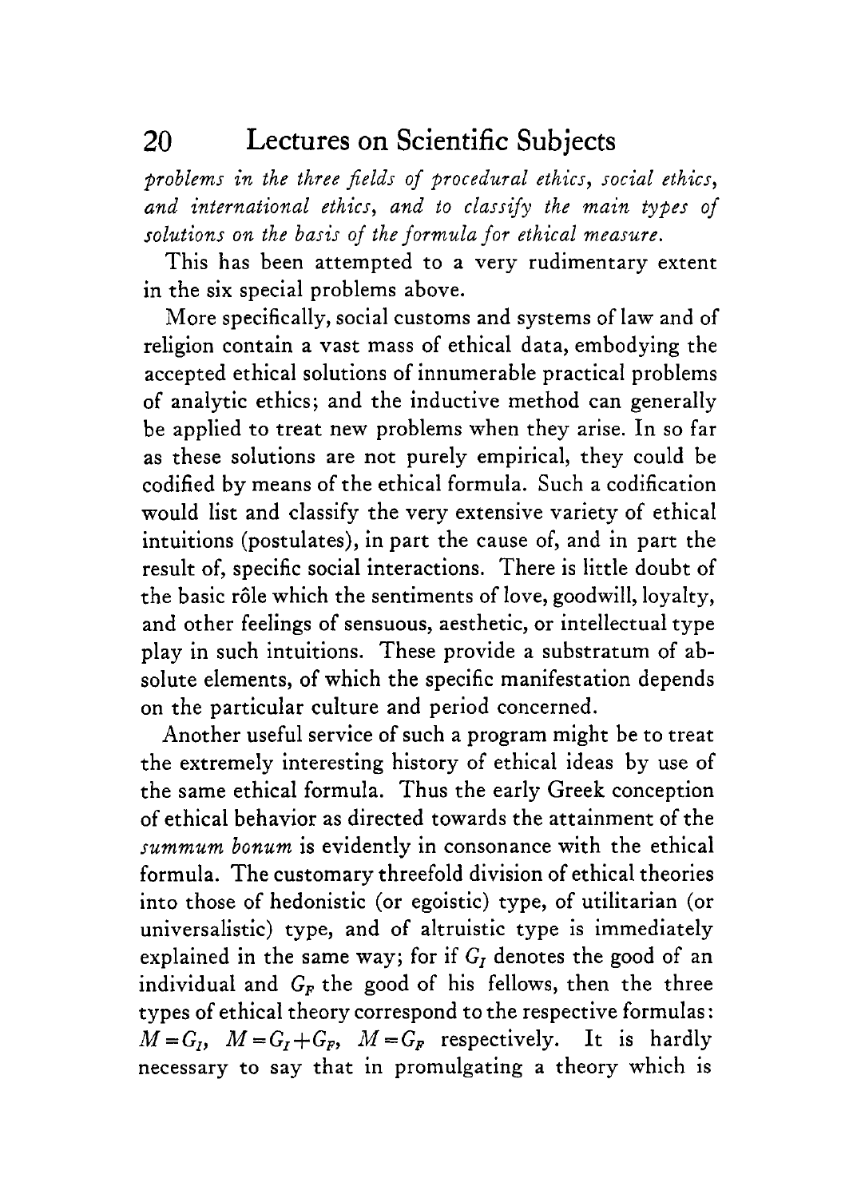*problems in the three fields of procedural ethics, social ethics, and international ethics, and to classify the main types of solutions on the basis of the formula for ethical measure.*

This has been attempted to a very rudimentary extent in the six special problems above.

More specifically, social customs and systems of law and of religion contain a vast mass of ethical data, embodying the accepted ethical solutions of innumerable practical problems of analytic ethics; and the inductive method can generally be applied to treat new problems when they arise. In so far as these solutions are not purely empirical, they could be codified by means of the ethical formula. Such a codification would list and classify the very extensive variety of ethical intuitions (postulates), in part the cause of, and in part the result of, specific social interactions. There is little doubt of the basic rôle which the sentiments of love, goodwill, loyalty, and other feelings of sensuous, aesthetic, or intellectual type play in such intuitions. These provide a substratum of absolute elements, of which the specific manifestation depends on the particular culture and period concerned.

Another useful service of such a program might be to treat the extremely interesting history of ethical ideas by use of the same ethical formula. Thus the early Greek conception of ethical behavior as directed towards the attainment of the *summum bonum* is evidently in consonance with the ethical formula. The customary threefold division of ethical theories into those of hedonistic (or egoistic) type, of utilitarian (or universalistic) type, and of altruistic type is immediately explained in the same way; for if $G_I$ denotes the good of an individual and $G_F$ the good of his fellows, then the three types of ethical theory correspond to the respective formulas: $M = G_I$, $M = G_I + G_F$, $M = G_F$ respectively. It is hardly necessary to say that in promulgating a theory which is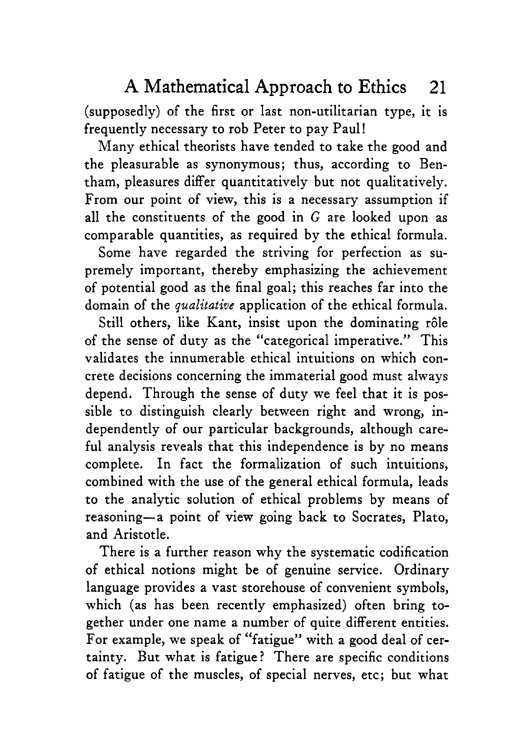(supposedly) of the first or last non-utilitarian type, it is frequently necessary to rob Peter to pay Paul!

Many ethical theorists have tended to take the good and the pleasurable as synonymous; thus, according to Bentham, pleasures differ quantitatively but not qualitatively. From our point of view, this is a necessary assumption if all the constituents of the good in $G$ are looked upon as comparable quantities, as required by the ethical formula.

Some have regarded the striving for perfection as supremely important, thereby emphasizing the achievement of potential good as the final goal; this reaches far into the domain of the *qualitative* application of the ethical formula.

Still others, like Kant, insist upon the dominating rôle of the sense of duty as the "categorical imperative." This validates the innumerable ethical intuitions on which concrete decisions concerning the immaterial good must always depend. Through the sense of duty we feel that it is possible to distinguish clearly between right and wrong, independently of our particular backgrounds, although careful analysis reveals that this independence is by no means complete. In fact the formalization of such intuitions, combined with the use of the general ethical formula, leads to the analytic solution of ethical problems by means of reasoning—a point of view going back to Socrates, Plato, and Aristotle.

There is a further reason why the systematic codification of ethical notions might be of genuine service. Ordinary language provides a vast storehouse of convenient symbols, which (as has been recently emphasized) often bring together under one name a number of quite different entities. For example, we speak of "fatigue" with a good deal of certainty. But what is fatigue? There are specific conditions of fatigue of the muscles, of special nerves, etc; but what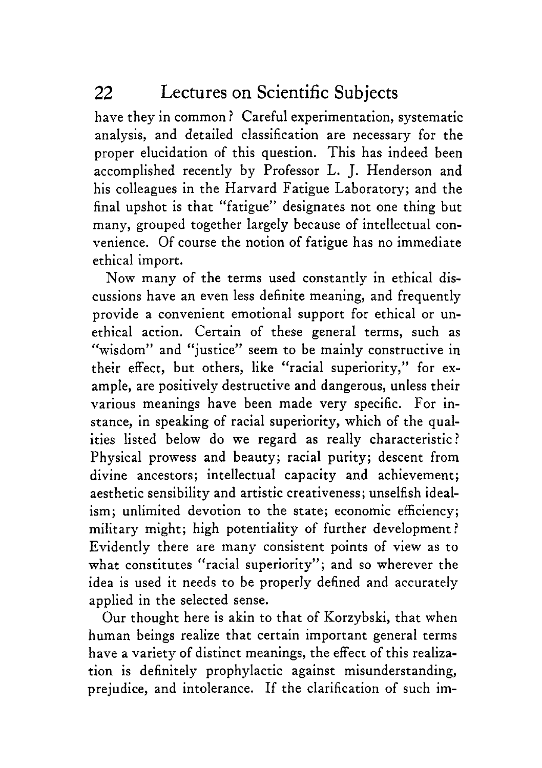have they in common? Careful experimentation, systematic analysis, and detailed classification are necessary for the proper elucidation of this question. This has indeed been accomplished recently by Professor L. J. Henderson and his colleagues in the Harvard Fatigue Laboratory; and the final upshot is that "fatigue" designates not one thing but many, grouped together largely because of intellectual convenience. Of course the notion of fatigue has no immediate ethical import.

Now many of the terms used constantly in ethical discussions have an even less definite meaning, and frequently provide a convenient emotional support for ethical or unethical action. Certain of these general terms, such as "wisdom" and "justice" seem to be mainly constructive in their effect, but others, like "racial superiority," for example, are positively destructive and dangerous, unless their various meanings have been made very specific. For instance, in speaking of racial superiority, which of the qualities listed below do we regard as really characteristic? Physical prowess and beauty; racial purity; descent from divine ancestors; intellectual capacity and achievement; aesthetic sensibility and artistic creativeness; unselfish idealism; unlimited devotion to the state; economic efficiency; military might; high potentiality of further development? Evidently there are many consistent points of view as to what constitutes "racial superiority"; and so wherever the idea is used it needs to be properly defined and accurately applied in the selected sense.

Our thought here is akin to that of Korzybski, that when human beings realize that certain important general terms have a variety of distinct meanings, the effect of this realization is definitely prophylactic against misunderstanding, prejudice, and intolerance. If the clarification of such im-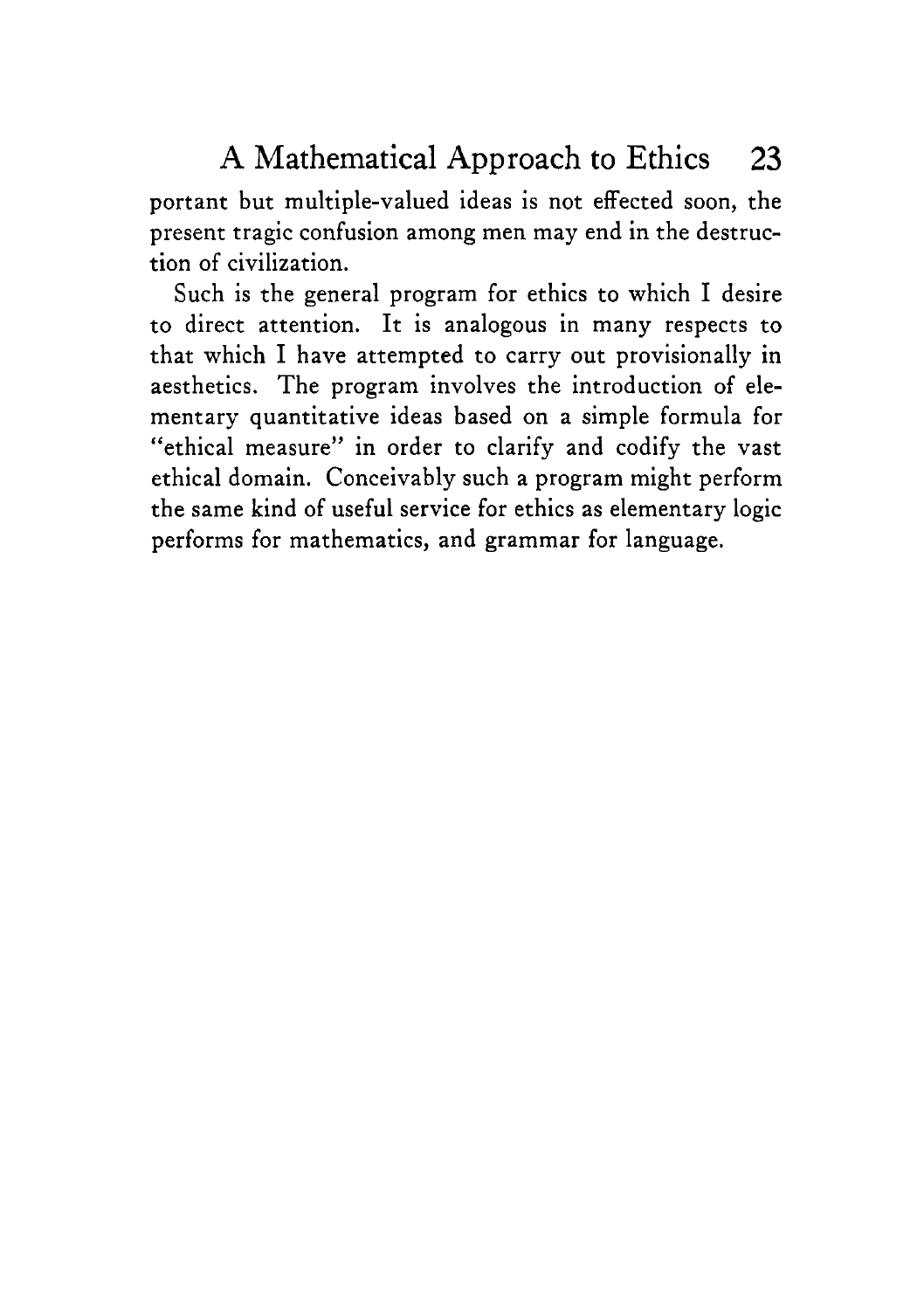portant but multiple-valued ideas is not effected soon, the present tragic confusion among men may end in the destruction of civilization.

Such is the general program for ethics to which I desire to direct attention. It is analogous in many respects to that which I have attempted to carry out provisionally in aesthetics. The program involves the introduction of elementary quantitative ideas based on a simple formula for "ethical measure" in order to clarify and codify the vast ethical domain. Conceivably such a program might perform the same kind of useful service for ethics as elementary logic performs for mathematics, and grammar for language.